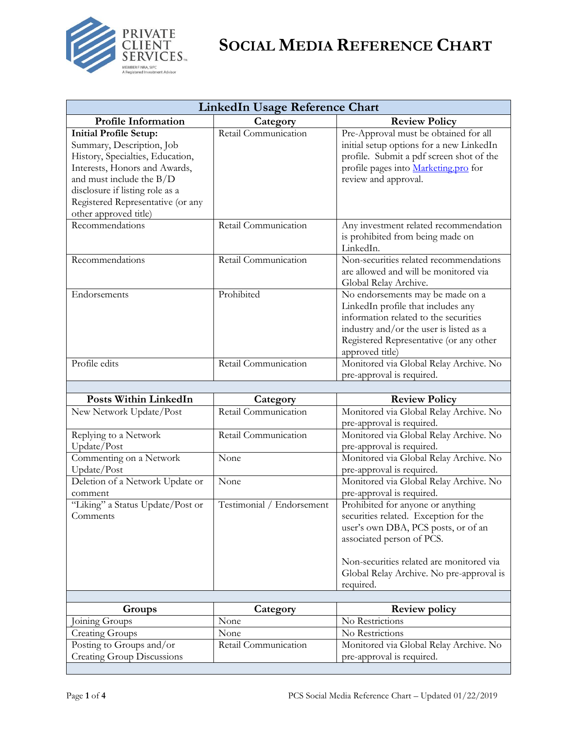# SOCIAL MEDIA REFERENCE CHART

| LinkedIn Usage Reference Chart | | |
|---|---|---|
| **Profile Information** | **Category** | **Review Policy** |
| **Initial Profile Setup:** Summary, Description, Job History, Specialties, Education, Interests, Honors and Awards, and must include the B/D disclosure if listing role as a Registered Representative (or any other approved title) | Retail Communication | Pre-Approval must be obtained for all initial setup options for a new LinkedIn profile. Submit a pdf screen shot of the profile pages into Marketing.pro for review and approval. |
| Recommendations | Retail Communication | Any investment related recommendation is prohibited from being made on LinkedIn. |
| Recommendations | Retail Communication | Non-securities related recommendations are allowed and will be monitored via Global Relay Archive. |
| Endorsements | Prohibited | No endorsements may be made on a LinkedIn profile that includes any information related to the securities industry and/or the user is listed as a Registered Representative (or any other approved title) |
| Profile edits | Retail Communication | Monitored via Global Relay Archive. No pre-approval is required. |
| | | |
| **Posts Within LinkedIn** | **Category** | **Review Policy** |
| New Network Update/Post | Retail Communication | Monitored via Global Relay Archive. No pre-approval is required. |
| Replying to a Network Update/Post | Retail Communication | Monitored via Global Relay Archive. No pre-approval is required. |
| Commenting on a Network Update/Post | None | Monitored via Global Relay Archive. No pre-approval is required. |
| Deletion of a Network Update or comment | None | Monitored via Global Relay Archive. No pre-approval is required. |
| "Liking" a Status Update/Post or Comments | Testimonial / Endorsement | Prohibited for anyone or anything securities related. Exception for the user's own DBA, PCS posts, or of an associated person of PCS.<br><br>Non-securities related are monitored via Global Relay Archive. No pre-approval is required. |
| | | |
| **Groups** | **Category** | **Review policy** |
| Joining Groups | None | No Restrictions |
| Creating Groups | None | No Restrictions |
| Posting to Groups and/or Creating Group Discussions | Retail Communication | Monitored via Global Relay Archive. No pre-approval is required. |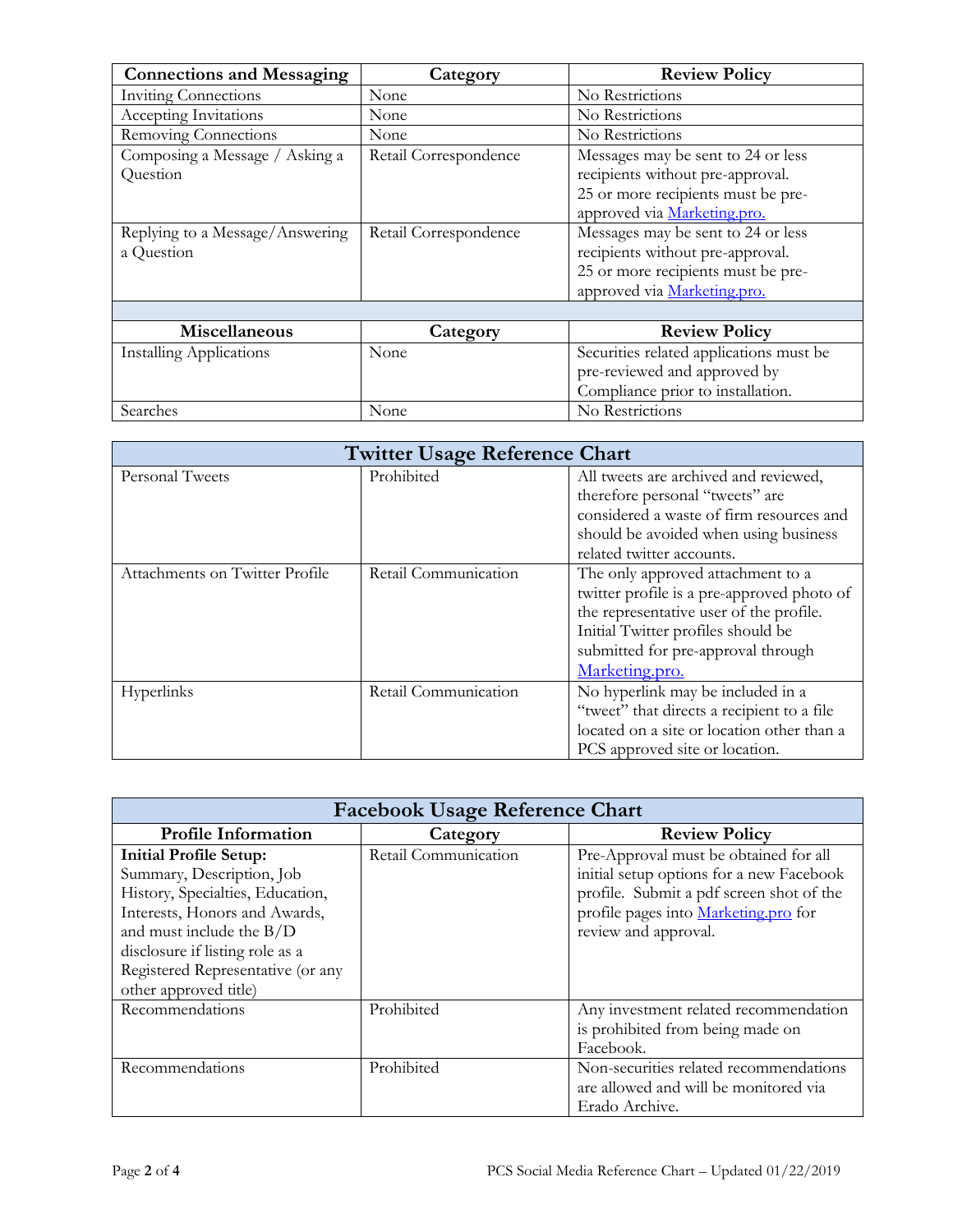| Connections and Messaging | Category | Review Policy |
|---|---|---|
| Inviting Connections | None | No Restrictions |
| Accepting Invitations | None | No Restrictions |
| Removing Connections | None | No Restrictions |
| Composing a Message / Asking a Question | Retail Correspondence | Messages may be sent to 24 or less recipients without pre-approval. 25 or more recipients must be pre-approved via Marketing.pro. |
| Replying to a Message/Answering a Question | Retail Correspondence | Messages may be sent to 24 or less recipients without pre-approval. 25 or more recipients must be pre-approved via Marketing.pro. |
| | | |
| **Miscellaneous** | **Category** | **Review Policy** |
| Installing Applications | None | Securities related applications must be pre-reviewed and approved by Compliance prior to installation. |
| Searches | None | No Restrictions |

| Twitter Usage Reference Chart | | |
|---|---|---|
| Personal Tweets | Prohibited | All tweets are archived and reviewed, therefore personal "tweets" are considered a waste of firm resources and should be avoided when using business related twitter accounts. |
| Attachments on Twitter Profile | Retail Communication | The only approved attachment to a twitter profile is a pre-approved photo of the representative user of the profile. Initial Twitter profiles should be submitted for pre-approval through Marketing.pro. |
| Hyperlinks | Retail Communication | No hyperlink may be included in a "tweet" that directs a recipient to a file located on a site or location other than a PCS approved site or location. |

| Facebook Usage Reference Chart | | |
|---|---|---|
| **Profile Information** | **Category** | **Review Policy** |
| **Initial Profile Setup:** Summary, Description, Job History, Specialties, Education, Interests, Honors and Awards, and must include the B/D disclosure if listing role as a Registered Representative (or any other approved title) | Retail Communication | Pre-Approval must be obtained for all initial setup options for a new Facebook profile. Submit a pdf screen shot of the profile pages into Marketing.pro for review and approval. |
| Recommendations | Prohibited | Any investment related recommendation is prohibited from being made on Facebook. |
| Recommendations | Prohibited | Non-securities related recommendations are allowed and will be monitored via Erado Archive. |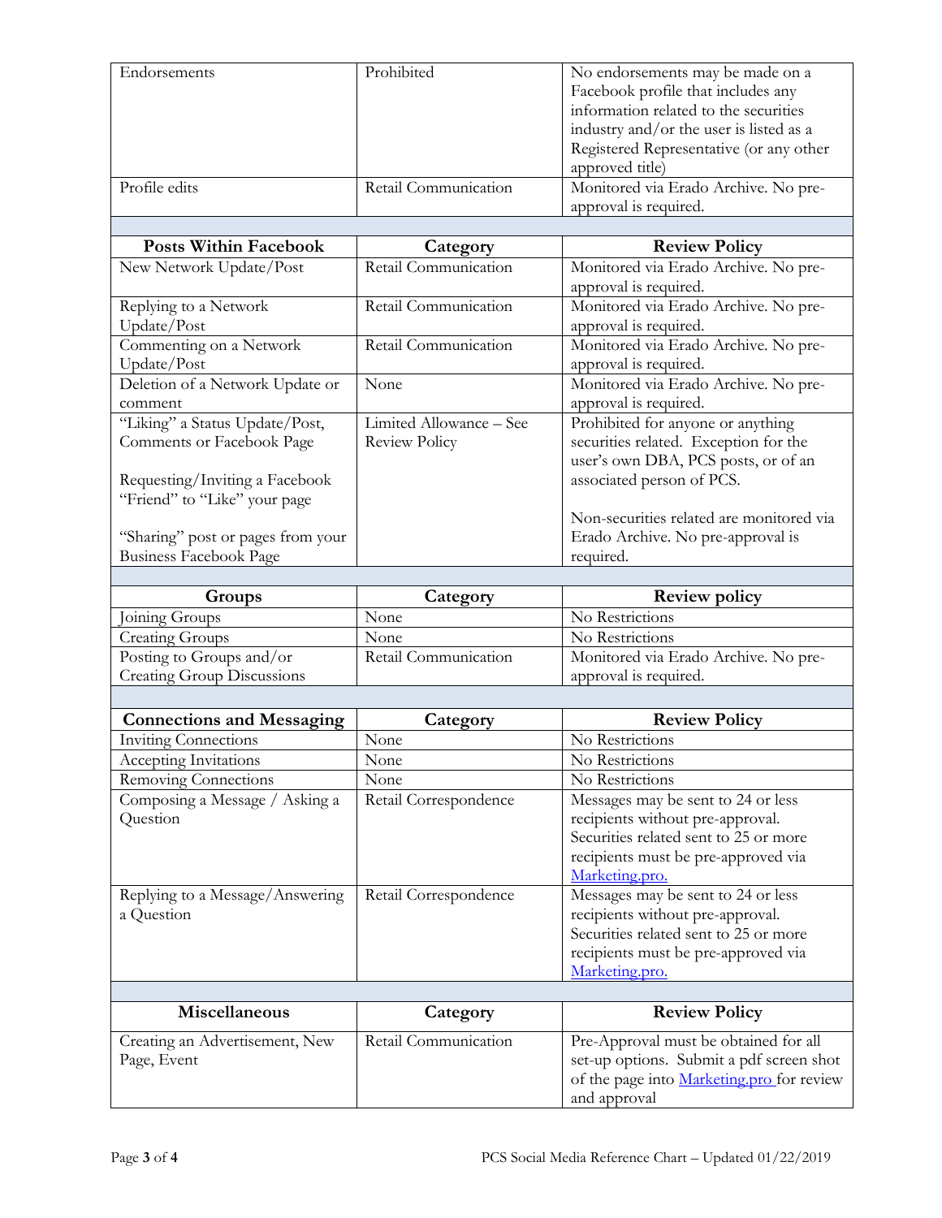| | | |
|---|---|---|
| Endorsements | Prohibited | No endorsements may be made on a Facebook profile that includes any information related to the securities industry and/or the user is listed as a Registered Representative (or any other approved title) |
| Profile edits | Retail Communication | Monitored via Erado Archive. No pre-approval is required. |

| Posts Within Facebook | Category | Review Policy |
|---|---|---|
| New Network Update/Post | Retail Communication | Monitored via Erado Archive. No pre-approval is required. |
| Replying to a Network Update/Post | Retail Communication | Monitored via Erado Archive. No pre-approval is required. |
| Commenting on a Network Update/Post | Retail Communication | Monitored via Erado Archive. No pre-approval is required. |
| Deletion of a Network Update or comment | None | Monitored via Erado Archive. No pre-approval is required. |
| "Liking" a Status Update/Post, Comments or Facebook Page<br><br>Requesting/Inviting a Facebook "Friend" to "Like" your page<br><br>"Sharing" post or pages from your Business Facebook Page | Limited Allowance – See Review Policy | Prohibited for anyone or anything securities related. Exception for the user's own DBA, PCS posts, or of an associated person of PCS.<br><br>Non-securities related are monitored via Erado Archive. No pre-approval is required. |

| Groups | Category | Review policy |
|---|---|---|
| Joining Groups | None | No Restrictions |
| Creating Groups | None | No Restrictions |
| Posting to Groups and/or Creating Group Discussions | Retail Communication | Monitored via Erado Archive. No pre-approval is required. |

| Connections and Messaging | Category | Review Policy |
|---|---|---|
| Inviting Connections | None | No Restrictions |
| Accepting Invitations | None | No Restrictions |
| Removing Connections | None | No Restrictions |
| Composing a Message / Asking a Question | Retail Correspondence | Messages may be sent to 24 or less recipients without pre-approval. Securities related sent to 25 or more recipients must be pre-approved via Marketing.pro. |
| Replying to a Message/Answering a Question | Retail Correspondence | Messages may be sent to 24 or less recipients without pre-approval. Securities related sent to 25 or more recipients must be pre-approved via Marketing.pro. |

| Miscellaneous | Category | Review Policy |
|---|---|---|
| Creating an Advertisement, New Page, Event | Retail Communication | Pre-Approval must be obtained for all set-up options. Submit a pdf screen shot of the page into Marketing.pro for review and approval |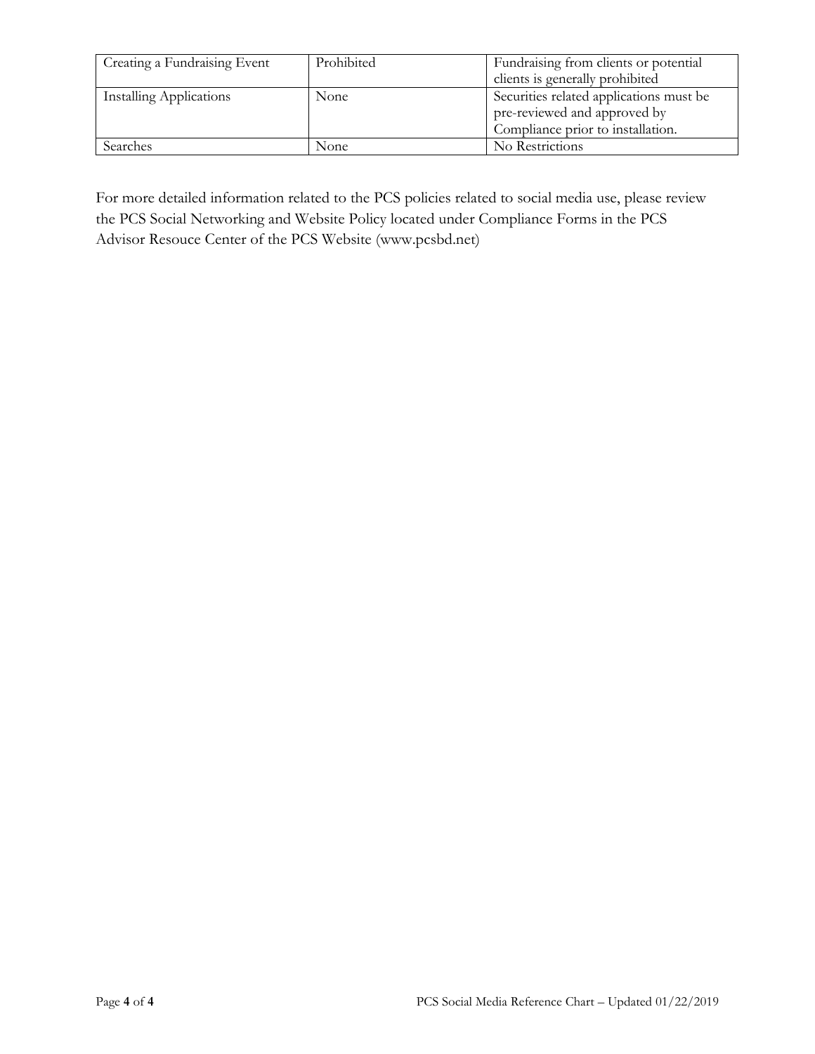| | | |
|---|---|---|
| Creating a Fundraising Event | Prohibited | Fundraising from clients or potential clients is generally prohibited |
| Installing Applications | None | Securities related applications must be pre-reviewed and approved by Compliance prior to installation. |
| Searches | None | No Restrictions |

For more detailed information related to the PCS policies related to social media use, please review the PCS Social Networking and Website Policy located under Compliance Forms in the PCS Advisor Resouce Center of the PCS Website (www.pcsbd.net)